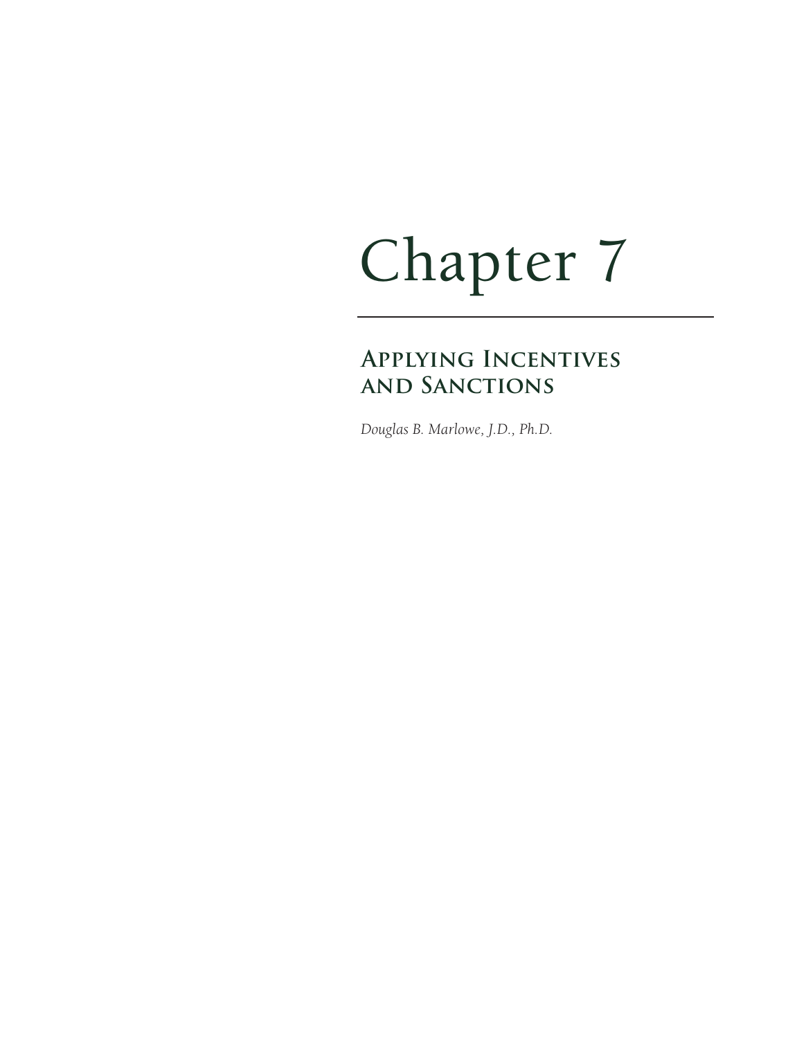# Chapter 7

## Applying Incentives and Sanctions

*Douglas B. Marlowe, J.D., Ph.D.*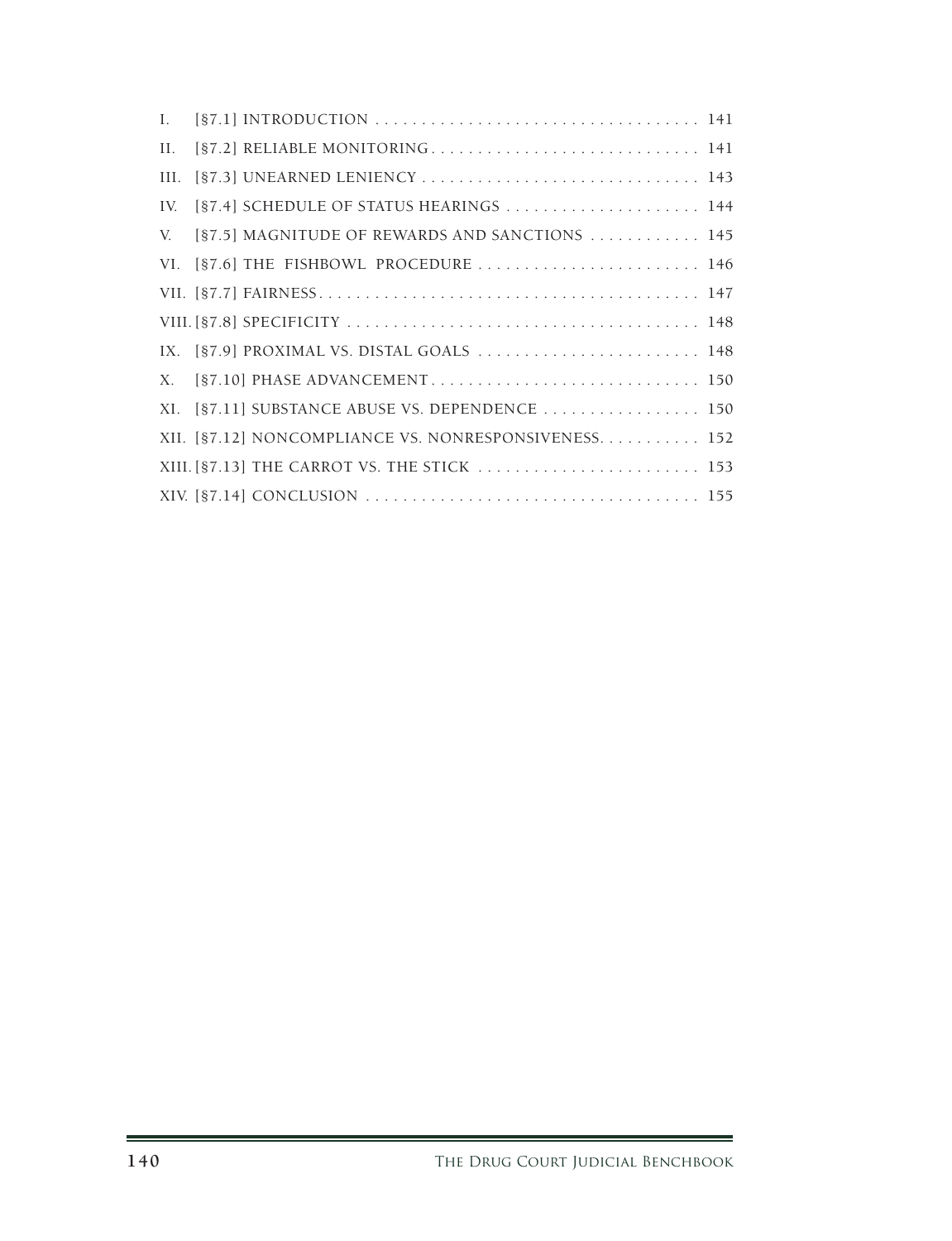I. [§7.1] INTRODUCTION . . . . . . . . . . . . . . . . . . . . . . . . . . . . . . . . . . . 141

II. [§7.2] RELIABLE MONITORING . . . . . . . . . . . . . . . . . . . . . . . . . . . . . 141

III. [§7.3] UNEARNED LENIENCY . . . . . . . . . . . . . . . . . . . . . . . . . . . . . . 143

IV. [§7.4] SCHEDULE OF STATUS HEARINGS . . . . . . . . . . . . . . . . . . . . . 144

V. [§7.5] MAGNITUDE OF REWARDS AND SANCTIONS . . . . . . . . . . . . 145

VI. [§7.6] THE FISHBOWL PROCEDURE . . . . . . . . . . . . . . . . . . . . . . . . 146

VII. [§7.7] FAIRNESS . . . . . . . . . . . . . . . . . . . . . . . . . . . . . . . . . . . . . . . . . 147

VIII. [§7.8] SPECIFICITY . . . . . . . . . . . . . . . . . . . . . . . . . . . . . . . . . . . . . . 148

IX. [§7.9] PROXIMAL VS. DISTAL GOALS . . . . . . . . . . . . . . . . . . . . . . . . 148

X. [§7.10] PHASE ADVANCEMENT . . . . . . . . . . . . . . . . . . . . . . . . . . . . . 150

XI. [§7.11] SUBSTANCE ABUSE VS. DEPENDENCE . . . . . . . . . . . . . . . . . 150

XII. [§7.12] NONCOMPLIANCE VS. NONRESPONSIVENESS . . . . . . . . . . . 152

XIII. [§7.13] THE CARROT VS. THE STICK . . . . . . . . . . . . . . . . . . . . . . . . 153

XIV. [§7.14] CONCLUSION . . . . . . . . . . . . . . . . . . . . . . . . . . . . . . . . . . . . 155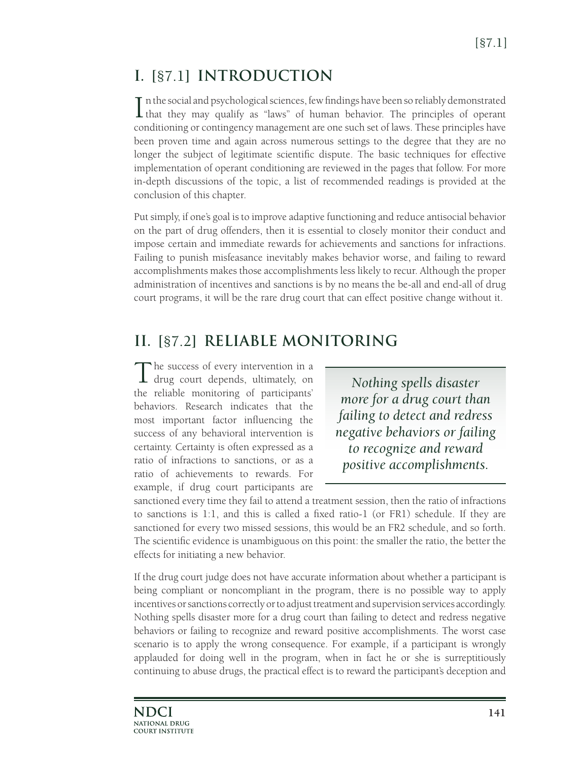## I. [§7.1] INTRODUCTION

In the social and psychological sciences, few findings have been so reliably demonstrated that they may qualify as "laws" of human behavior. The principles of operant conditioning or contingency management are one such set of laws. These principles have been proven time and again across numerous settings to the degree that they are no longer the subject of legitimate scientific dispute. The basic techniques for effective implementation of operant conditioning are reviewed in the pages that follow. For more in-depth discussions of the topic, a list of recommended readings is provided at the conclusion of this chapter.

Put simply, if one's goal is to improve adaptive functioning and reduce antisocial behavior on the part of drug offenders, then it is essential to closely monitor their conduct and impose certain and immediate rewards for achievements and sanctions for infractions. Failing to punish misfeasance inevitably makes behavior worse, and failing to reward accomplishments makes those accomplishments less likely to recur. Although the proper administration of incentives and sanctions is by no means the be-all and end-all of drug court programs, it will be the rare drug court that can effect positive change without it.

## II. [§7.2] RELIABLE MONITORING

The success of every intervention in a drug court depends, ultimately, on the reliable monitoring of participants' behaviors. Research indicates that the most important factor influencing the success of any behavioral intervention is certainty. Certainty is often expressed as a ratio of infractions to sanctions, or as a ratio of achievements to rewards. For example, if drug court participants are sanctioned every time they fail to attend a treatment session, then the ratio of infractions to sanctions is 1:1, and this is called a fixed ratio-1 (or FR1) schedule. If they are sanctioned for every two missed sessions, this would be an FR2 schedule, and so forth. The scientific evidence is unambiguous on this point: the smaller the ratio, the better the effects for initiating a new behavior.

> *Nothing spells disaster more for a drug court than failing to detect and redress negative behaviors or failing to recognize and reward positive accomplishments.*

If the drug court judge does not have accurate information about whether a participant is being compliant or noncompliant in the program, there is no possible way to apply incentives or sanctions correctly or to adjust treatment and supervision services accordingly. Nothing spells disaster more for a drug court than failing to detect and redress negative behaviors or failing to recognize and reward positive accomplishments. The worst case scenario is to apply the wrong consequence. For example, if a participant is wrongly applauded for doing well in the program, when in fact he or she is surreptitiously continuing to abuse drugs, the practical effect is to reward the participant's deception and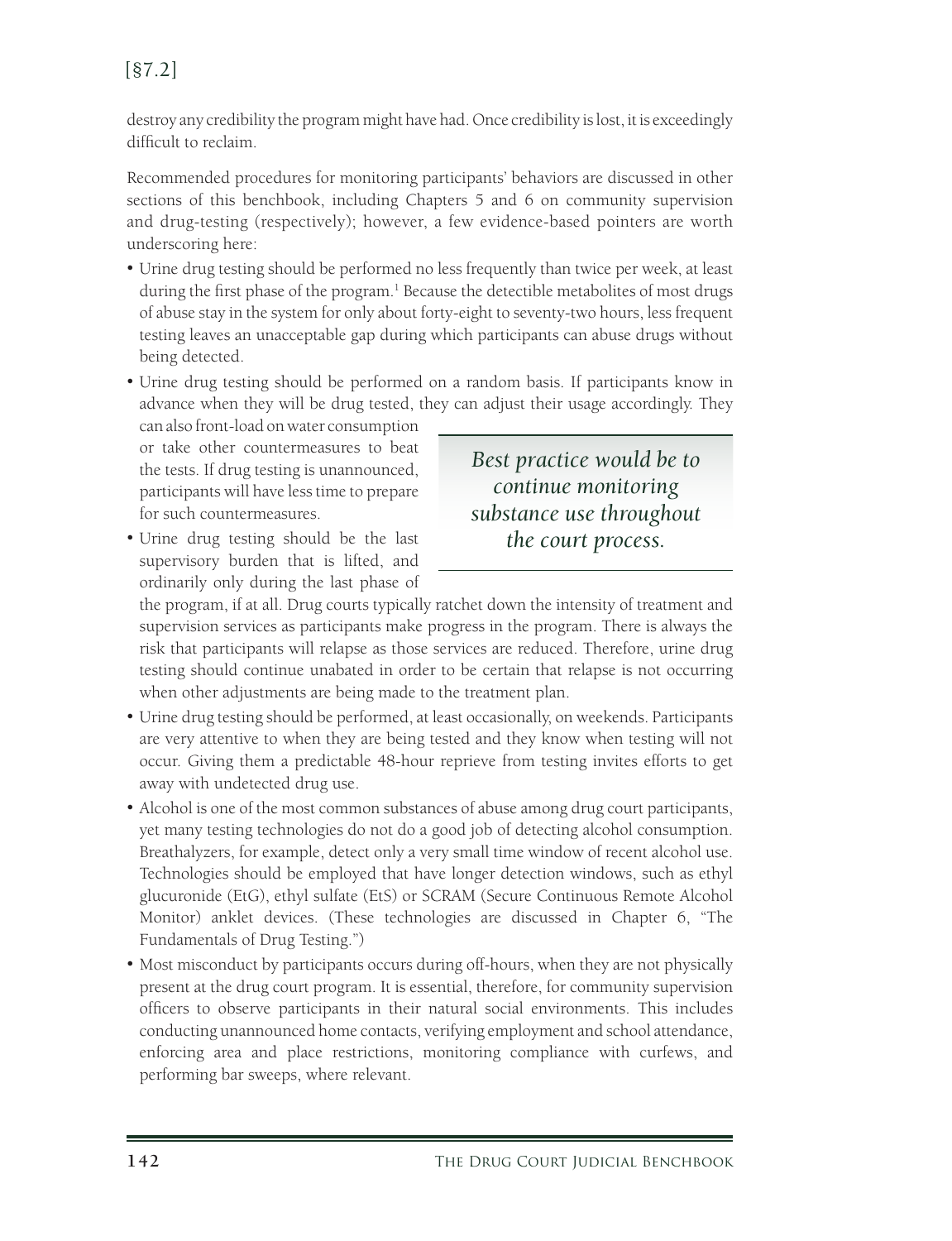destroy any credibility the program might have had. Once credibility is lost, it is exceedingly difficult to reclaim.

Recommended procedures for monitoring participants' behaviors are discussed in other sections of this benchbook, including Chapters 5 and 6 on community supervision and drug-testing (respectively); however, a few evidence-based pointers are worth underscoring here:

- Urine drug testing should be performed no less frequently than twice per week, at least during the first phase of the program.[1] Because the detectible metabolites of most drugs of abuse stay in the system for only about forty-eight to seventy-two hours, less frequent testing leaves an unacceptable gap during which participants can abuse drugs without being detected.
- Urine drug testing should be performed on a random basis. If participants know in advance when they will be drug tested, they can adjust their usage accordingly. They can also front-load on water consumption or take other countermeasures to beat the tests. If drug testing is unannounced, participants will have less time to prepare for such countermeasures.
- Urine drug testing should be the last supervisory burden that is lifted, and ordinarily only during the last phase of the program, if at all. Drug courts typically ratchet down the intensity of treatment and supervision services as participants make progress in the program. There is always the risk that participants will relapse as those services are reduced. Therefore, urine drug testing should continue unabated in order to be certain that relapse is not occurring when other adjustments are being made to the treatment plan.
- Urine drug testing should be performed, at least occasionally, on weekends. Participants are very attentive to when they are being tested and they know when testing will not occur. Giving them a predictable 48-hour reprieve from testing invites efforts to get away with undetected drug use.
- Alcohol is one of the most common substances of abuse among drug court participants, yet many testing technologies do not do a good job of detecting alcohol consumption. Breathalyzers, for example, detect only a very small time window of recent alcohol use. Technologies should be employed that have longer detection windows, such as ethyl glucuronide (EtG), ethyl sulfate (EtS) or SCRAM (Secure Continuous Remote Alcohol Monitor) anklet devices. (These technologies are discussed in Chapter 6, "The Fundamentals of Drug Testing.")
- Most misconduct by participants occurs during off-hours, when they are not physically present at the drug court program. It is essential, therefore, for community supervision officers to observe participants in their natural social environments. This includes conducting unannounced home contacts, verifying employment and school attendance, enforcing area and place restrictions, monitoring compliance with curfews, and performing bar sweeps, where relevant.

> *Best practice would be to continue monitoring substance use throughout the court process.*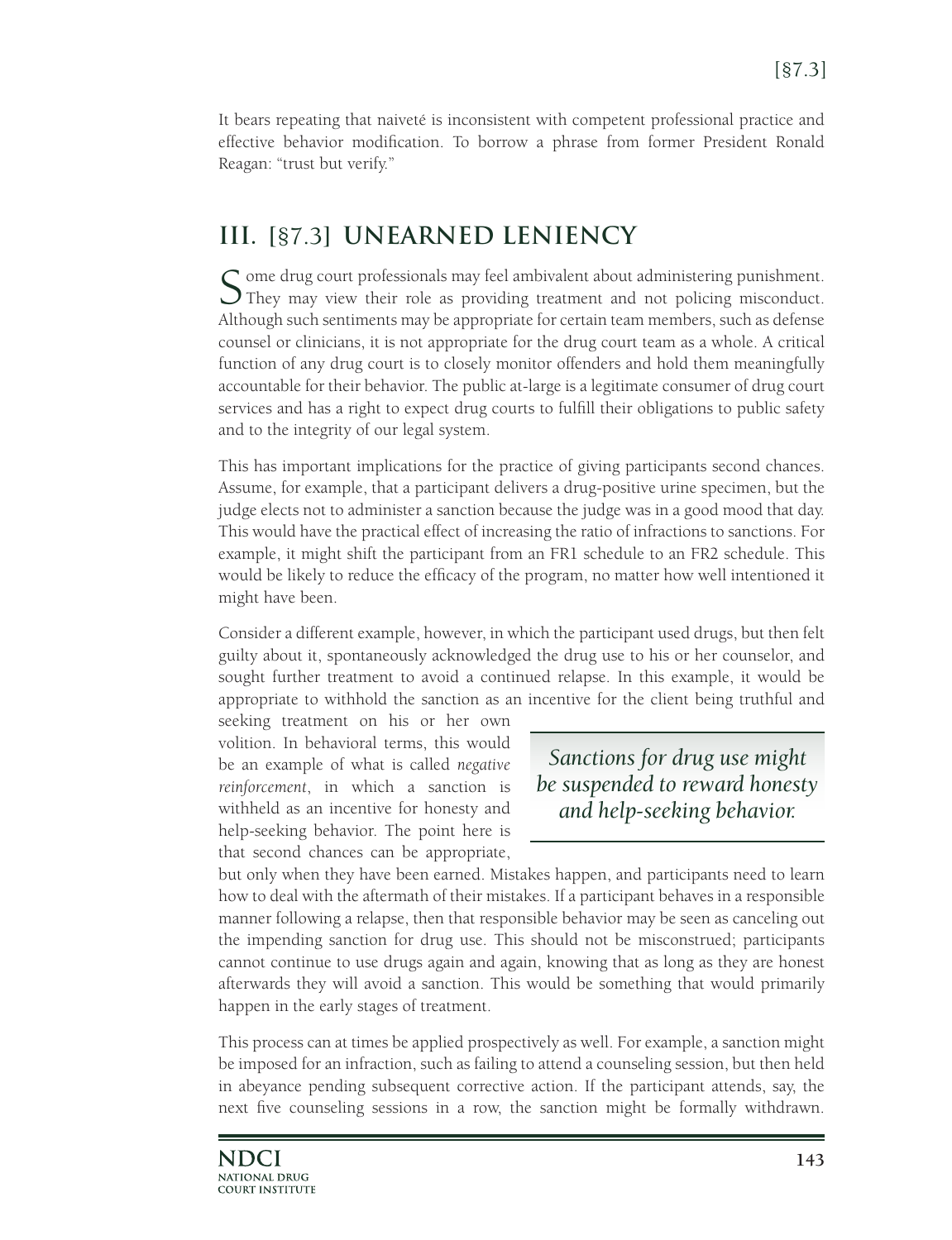It bears repeating that naiveté is inconsistent with competent professional practice and effective behavior modification. To borrow a phrase from former President Ronald Reagan: "trust but verify."

## III. [§7.3] UNEARNED LENIENCY

Some drug court professionals may feel ambivalent about administering punishment. They may view their role as providing treatment and not policing misconduct. Although such sentiments may be appropriate for certain team members, such as defense counsel or clinicians, it is not appropriate for the drug court team as a whole. A critical function of any drug court is to closely monitor offenders and hold them meaningfully accountable for their behavior. The public at-large is a legitimate consumer of drug court services and has a right to expect drug courts to fulfill their obligations to public safety and to the integrity of our legal system.

This has important implications for the practice of giving participants second chances. Assume, for example, that a participant delivers a drug-positive urine specimen, but the judge elects not to administer a sanction because the judge was in a good mood that day. This would have the practical effect of increasing the ratio of infractions to sanctions. For example, it might shift the participant from an FR1 schedule to an FR2 schedule. This would be likely to reduce the efficacy of the program, no matter how well intentioned it might have been.

Consider a different example, however, in which the participant used drugs, but then felt guilty about it, spontaneously acknowledged the drug use to his or her counselor, and sought further treatment to avoid a continued relapse. In this example, it would be appropriate to withhold the sanction as an incentive for the client being truthful and seeking treatment on his or her own volition. In behavioral terms, this would be an example of what is called *negative reinforcement*, in which a sanction is withheld as an incentive for honesty and help-seeking behavior. The point here is that second chances can be appropriate, but only when they have been earned. Mistakes happen, and participants need to learn how to deal with the aftermath of their mistakes. If a participant behaves in a responsible manner following a relapse, then that responsible behavior may be seen as canceling out the impending sanction for drug use. This should not be misconstrued; participants cannot continue to use drugs again and again, knowing that as long as they are honest afterwards they will avoid a sanction. This would be something that would primarily happen in the early stages of treatment.

> *Sanctions for drug use might be suspended to reward honesty and help-seeking behavior.*

This process can at times be applied prospectively as well. For example, a sanction might be imposed for an infraction, such as failing to attend a counseling session, but then held in abeyance pending subsequent corrective action. If the participant attends, say, the next five counseling sessions in a row, the sanction might be formally withdrawn.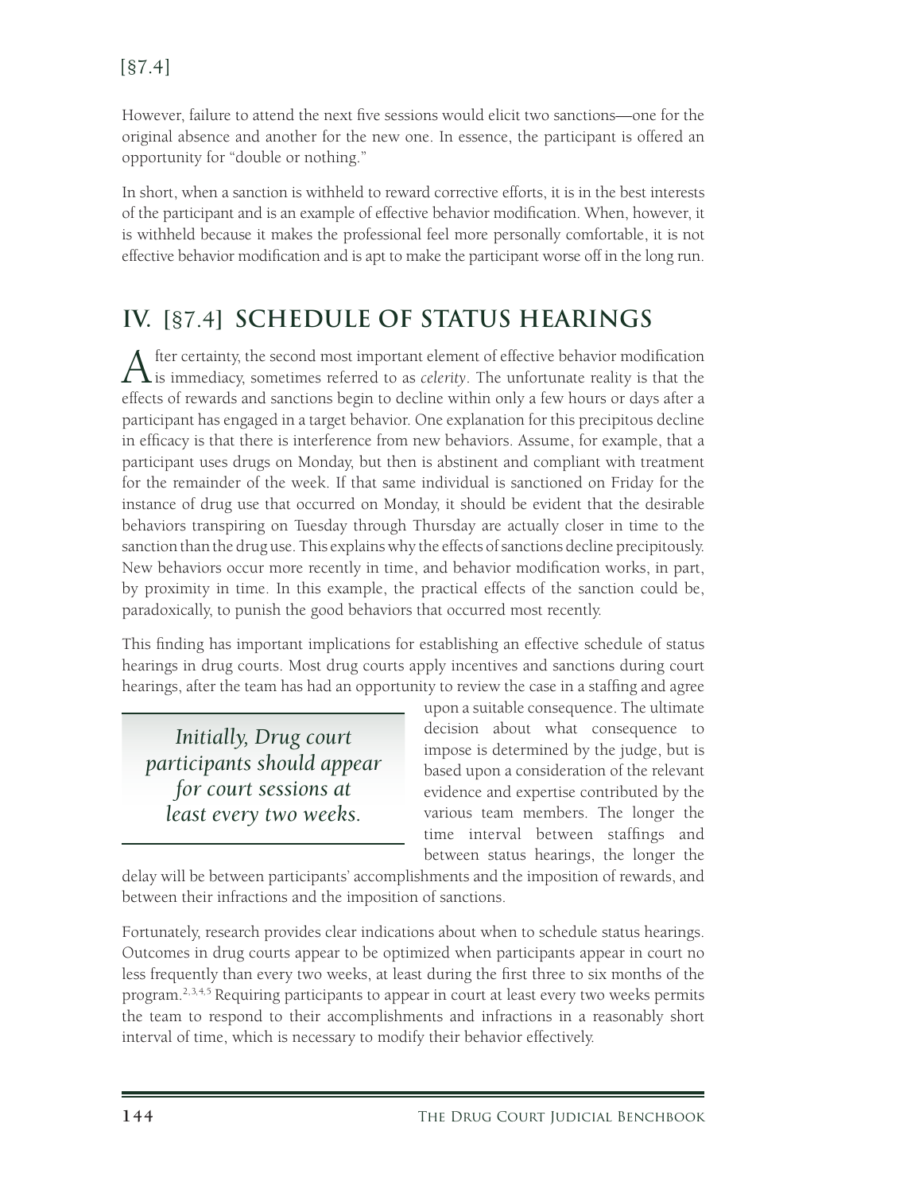However, failure to attend the next five sessions would elicit two sanctions—one for the original absence and another for the new one. In essence, the participant is offered an opportunity for "double or nothing."

In short, when a sanction is withheld to reward corrective efforts, it is in the best interests of the participant and is an example of effective behavior modification. When, however, it is withheld because it makes the professional feel more personally comfortable, it is not effective behavior modification and is apt to make the participant worse off in the long run.

## IV. [§7.4] SCHEDULE OF STATUS HEARINGS

After certainty, the second most important element of effective behavior modification is immediacy, sometimes referred to as *celerity*. The unfortunate reality is that the effects of rewards and sanctions begin to decline within only a few hours or days after a participant has engaged in a target behavior. One explanation for this precipitous decline in efficacy is that there is interference from new behaviors. Assume, for example, that a participant uses drugs on Monday, but then is abstinent and compliant with treatment for the remainder of the week. If that same individual is sanctioned on Friday for the instance of drug use that occurred on Monday, it should be evident that the desirable behaviors transpiring on Tuesday through Thursday are actually closer in time to the sanction than the drug use. This explains why the effects of sanctions decline precipitously. New behaviors occur more recently in time, and behavior modification works, in part, by proximity in time. In this example, the practical effects of the sanction could be, paradoxically, to punish the good behaviors that occurred most recently.

This finding has important implications for establishing an effective schedule of status hearings in drug courts. Most drug courts apply incentives and sanctions during court hearings, after the team has had an opportunity to review the case in a staffing and agree upon a suitable consequence. The ultimate decision about what consequence to impose is determined by the judge, but is based upon a consideration of the relevant evidence and expertise contributed by the various team members. The longer the time interval between staffings and between status hearings, the longer the delay will be between participants' accomplishments and the imposition of rewards, and between their infractions and the imposition of sanctions.

> *Initially, Drug court participants should appear for court sessions at least every two weeks.*

Fortunately, research provides clear indications about when to schedule status hearings. Outcomes in drug courts appear to be optimized when participants appear in court no less frequently than every two weeks, at least during the first three to six months of the program.[2,3,4,5] Requiring participants to appear in court at least every two weeks permits the team to respond to their accomplishments and infractions in a reasonably short interval of time, which is necessary to modify their behavior effectively.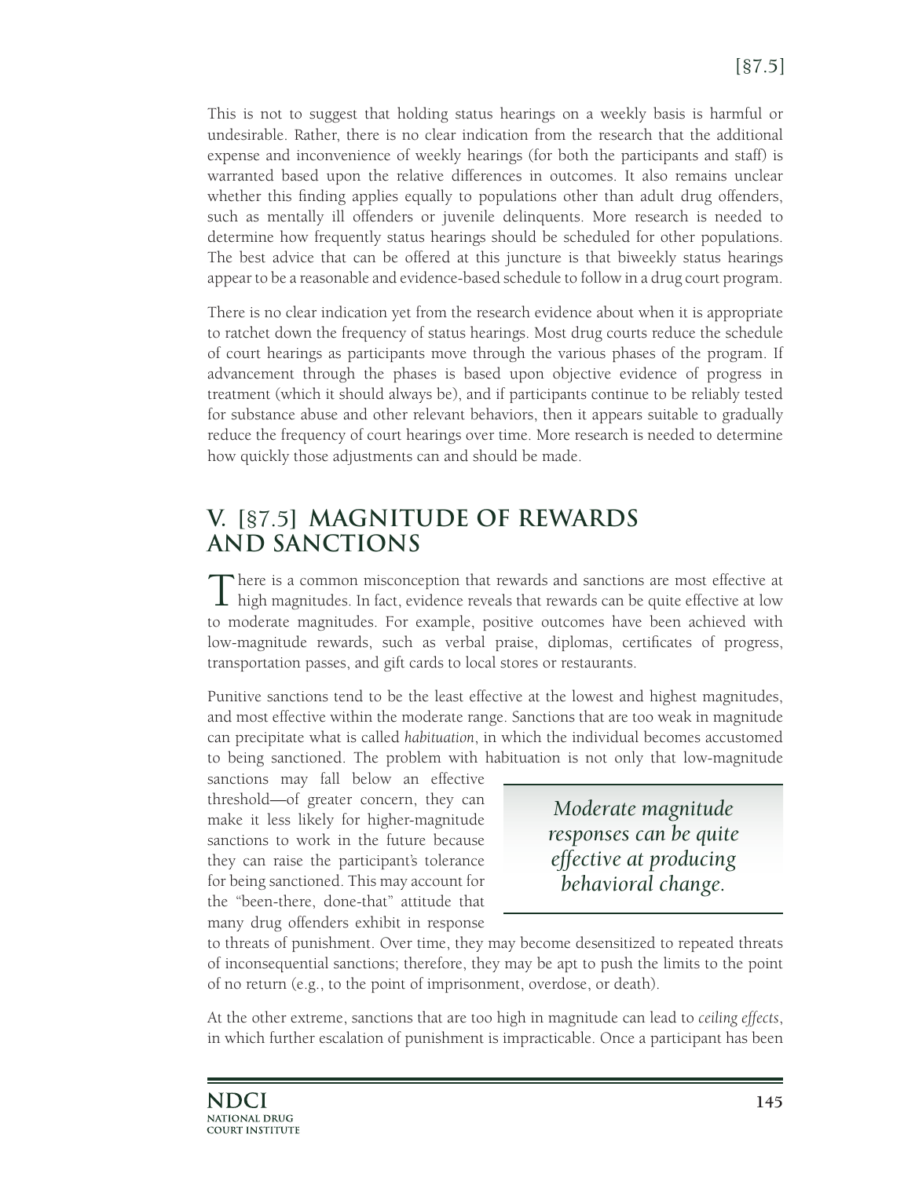This is not to suggest that holding status hearings on a weekly basis is harmful or undesirable. Rather, there is no clear indication from the research that the additional expense and inconvenience of weekly hearings (for both the participants and staff) is warranted based upon the relative differences in outcomes. It also remains unclear whether this finding applies equally to populations other than adult drug offenders, such as mentally ill offenders or juvenile delinquents. More research is needed to determine how frequently status hearings should be scheduled for other populations. The best advice that can be offered at this juncture is that biweekly status hearings appear to be a reasonable and evidence-based schedule to follow in a drug court program.

There is no clear indication yet from the research evidence about when it is appropriate to ratchet down the frequency of status hearings. Most drug courts reduce the schedule of court hearings as participants move through the various phases of the program. If advancement through the phases is based upon objective evidence of progress in treatment (which it should always be), and if participants continue to be reliably tested for substance abuse and other relevant behaviors, then it appears suitable to gradually reduce the frequency of court hearings over time. More research is needed to determine how quickly those adjustments can and should be made.

## V. [§7.5] MAGNITUDE OF REWARDS AND SANCTIONS

There is a common misconception that rewards and sanctions are most effective at high magnitudes. In fact, evidence reveals that rewards can be quite effective at low to moderate magnitudes. For example, positive outcomes have been achieved with low-magnitude rewards, such as verbal praise, diplomas, certificates of progress, transportation passes, and gift cards to local stores or restaurants.

Punitive sanctions tend to be the least effective at the lowest and highest magnitudes, and most effective within the moderate range. Sanctions that are too weak in magnitude can precipitate what is called *habituation*, in which the individual becomes accustomed to being sanctioned. The problem with habituation is not only that low-magnitude sanctions may fall below an effective threshold—of greater concern, they can make it less likely for higher-magnitude sanctions to work in the future because they can raise the participant's tolerance for being sanctioned. This may account for the "been-there, done-that" attitude that many drug offenders exhibit in response to threats of punishment. Over time, they may become desensitized to repeated threats of inconsequential sanctions; therefore, they may be apt to push the limits to the point of no return (e.g., to the point of imprisonment, overdose, or death).

> *Moderate magnitude responses can be quite effective at producing behavioral change.*

At the other extreme, sanctions that are too high in magnitude can lead to *ceiling effects*, in which further escalation of punishment is impracticable. Once a participant has been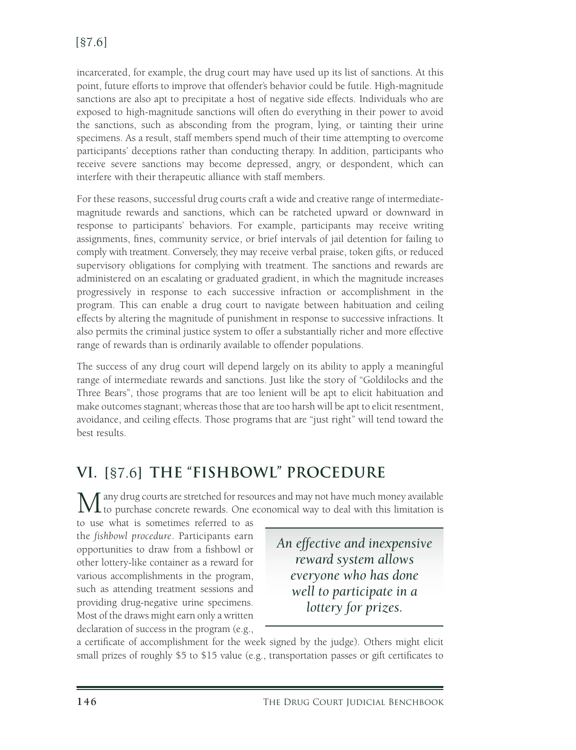incarcerated, for example, the drug court may have used up its list of sanctions. At this point, future efforts to improve that offender's behavior could be futile. High-magnitude sanctions are also apt to precipitate a host of negative side effects. Individuals who are exposed to high-magnitude sanctions will often do everything in their power to avoid the sanctions, such as absconding from the program, lying, or tainting their urine specimens. As a result, staff members spend much of their time attempting to overcome participants' deceptions rather than conducting therapy. In addition, participants who receive severe sanctions may become depressed, angry, or despondent, which can interfere with their therapeutic alliance with staff members.

For these reasons, successful drug courts craft a wide and creative range of intermediate-magnitude rewards and sanctions, which can be ratcheted upward or downward in response to participants' behaviors. For example, participants may receive writing assignments, fines, community service, or brief intervals of jail detention for failing to comply with treatment. Conversely, they may receive verbal praise, token gifts, or reduced supervisory obligations for complying with treatment. The sanctions and rewards are administered on an escalating or graduated gradient, in which the magnitude increases progressively in response to each successive infraction or accomplishment in the program. This can enable a drug court to navigate between habituation and ceiling effects by altering the magnitude of punishment in response to successive infractions. It also permits the criminal justice system to offer a substantially richer and more effective range of rewards than is ordinarily available to offender populations.

The success of any drug court will depend largely on its ability to apply a meaningful range of intermediate rewards and sanctions. Just like the story of "Goldilocks and the Three Bears", those programs that are too lenient will be apt to elicit habituation and make outcomes stagnant; whereas those that are too harsh will be apt to elicit resentment, avoidance, and ceiling effects. Those programs that are "just right" will tend toward the best results.

## VI. [§7.6] THE "FISHBOWL" PROCEDURE

Many drug courts are stretched for resources and may not have much money available to purchase concrete rewards. One economical way to deal with this limitation is to use what is sometimes referred to as the *fishbowl procedure*. Participants earn opportunities to draw from a fishbowl or other lottery-like container as a reward for various accomplishments in the program, such as attending treatment sessions and providing drug-negative urine specimens. Most of the draws might earn only a written declaration of success in the program (e.g., a certificate of accomplishment for the week signed by the judge). Others might elicit small prizes of roughly $5 to $15 value (e.g., transportation passes or gift certificates to

> *An effective and inexpensive reward system allows everyone who has done well to participate in a lottery for prizes.*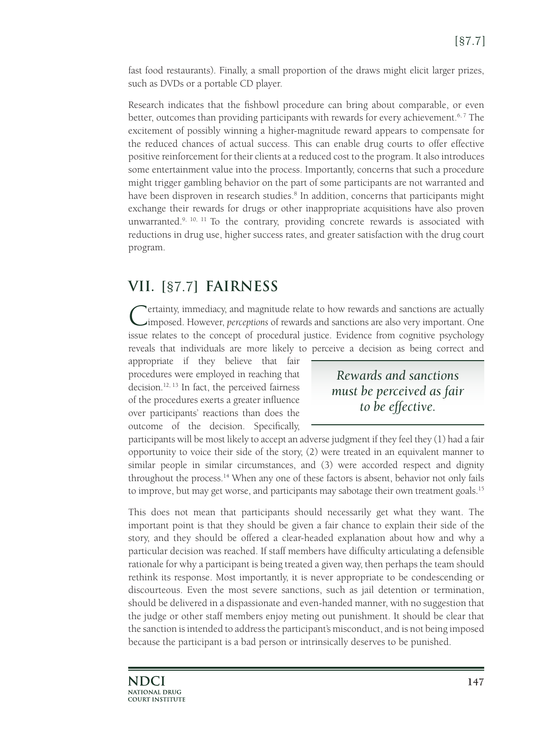fast food restaurants). Finally, a small proportion of the draws might elicit larger prizes, such as DVDs or a portable CD player.

Research indicates that the fishbowl procedure can bring about comparable, or even better, outcomes than providing participants with rewards for every achievement.[6, 7] The excitement of possibly winning a higher-magnitude reward appears to compensate for the reduced chances of actual success. This can enable drug courts to offer effective positive reinforcement for their clients at a reduced cost to the program. It also introduces some entertainment value into the process. Importantly, concerns that such a procedure might trigger gambling behavior on the part of some participants are not warranted and have been disproven in research studies.[8] In addition, concerns that participants might exchange their rewards for drugs or other inappropriate acquisitions have also proven unwarranted.[9, 10, 11] To the contrary, providing concrete rewards is associated with reductions in drug use, higher success rates, and greater satisfaction with the drug court program.

## VII. [§7.7] FAIRNESS

Certainty, immediacy, and magnitude relate to how rewards and sanctions are actually imposed. However, *perceptions* of rewards and sanctions are also very important. One issue relates to the concept of procedural justice. Evidence from cognitive psychology reveals that individuals are more likely to perceive a decision as being correct and appropriate if they believe that fair procedures were employed in reaching that decision.[12, 13] In fact, the perceived fairness of the procedures exerts a greater influence over participants' reactions than does the outcome of the decision. Specifically, participants will be most likely to accept an adverse judgment if they feel they (1) had a fair opportunity to voice their side of the story, (2) were treated in an equivalent manner to similar people in similar circumstances, and (3) were accorded respect and dignity throughout the process.[14] When any one of these factors is absent, behavior not only fails to improve, but may get worse, and participants may sabotage their own treatment goals.[15]

> *Rewards and sanctions must be perceived as fair to be effective.*

This does not mean that participants should necessarily get what they want. The important point is that they should be given a fair chance to explain their side of the story, and they should be offered a clear-headed explanation about how and why a particular decision was reached. If staff members have difficulty articulating a defensible rationale for why a participant is being treated a given way, then perhaps the team should rethink its response. Most importantly, it is never appropriate to be condescending or discourteous. Even the most severe sanctions, such as jail detention or termination, should be delivered in a dispassionate and even-handed manner, with no suggestion that the judge or other staff members enjoy meting out punishment. It should be clear that the sanction is intended to address the participant's misconduct, and is not being imposed because the participant is a bad person or intrinsically deserves to be punished.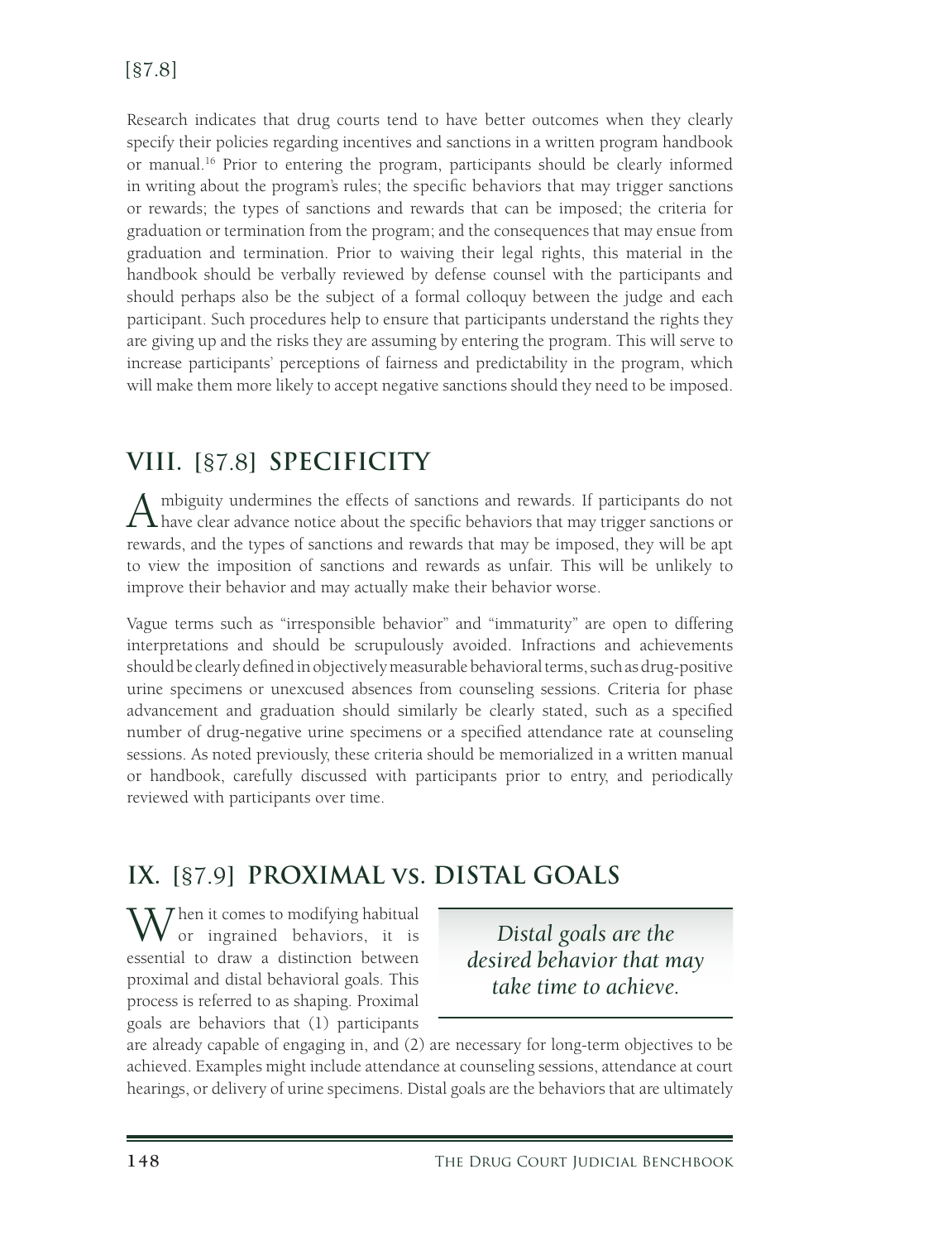Research indicates that drug courts tend to have better outcomes when they clearly specify their policies regarding incentives and sanctions in a written program handbook or manual.[16] Prior to entering the program, participants should be clearly informed in writing about the program's rules; the specific behaviors that may trigger sanctions or rewards; the types of sanctions and rewards that can be imposed; the criteria for graduation or termination from the program; and the consequences that may ensue from graduation and termination. Prior to waiving their legal rights, this material in the handbook should be verbally reviewed by defense counsel with the participants and should perhaps also be the subject of a formal colloquy between the judge and each participant. Such procedures help to ensure that participants understand the rights they are giving up and the risks they are assuming by entering the program. This will serve to increase participants' perceptions of fairness and predictability in the program, which will make them more likely to accept negative sanctions should they need to be imposed.

## VIII. [§7.8] SPECIFICITY

Ambiguity undermines the effects of sanctions and rewards. If participants do not have clear advance notice about the specific behaviors that may trigger sanctions or rewards, and the types of sanctions and rewards that may be imposed, they will be apt to view the imposition of sanctions and rewards as unfair. This will be unlikely to improve their behavior and may actually make their behavior worse.

Vague terms such as "irresponsible behavior" and "immaturity" are open to differing interpretations and should be scrupulously avoided. Infractions and achievements should be clearly defined in objectively measurable behavioral terms, such as drug-positive urine specimens or unexcused absences from counseling sessions. Criteria for phase advancement and graduation should similarly be clearly stated, such as a specified number of drug-negative urine specimens or a specified attendance rate at counseling sessions. As noted previously, these criteria should be memorialized in a written manual or handbook, carefully discussed with participants prior to entry, and periodically reviewed with participants over time.

## IX. [§7.9] PROXIMAL VS. DISTAL GOALS

When it comes to modifying habitual or ingrained behaviors, it is essential to draw a distinction between proximal and distal behavioral goals. This process is referred to as shaping. Proximal goals are behaviors that (1) participants are already capable of engaging in, and (2) are necessary for long-term objectives to be achieved. Examples might include attendance at counseling sessions, attendance at court hearings, or delivery of urine specimens. Distal goals are the behaviors that are ultimately

> *Distal goals are the desired behavior that may take time to achieve.*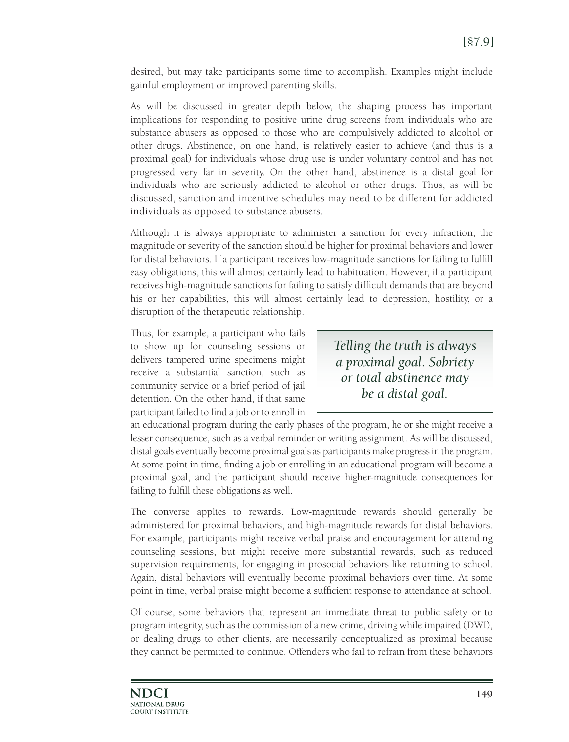desired, but may take participants some time to accomplish. Examples might include gainful employment or improved parenting skills.

As will be discussed in greater depth below, the shaping process has important implications for responding to positive urine drug screens from individuals who are substance abusers as opposed to those who are compulsively addicted to alcohol or other drugs. Abstinence, on one hand, is relatively easier to achieve (and thus is a proximal goal) for individuals whose drug use is under voluntary control and has not progressed very far in severity. On the other hand, abstinence is a distal goal for individuals who are seriously addicted to alcohol or other drugs. Thus, as will be discussed, sanction and incentive schedules may need to be different for addicted individuals as opposed to substance abusers.

Although it is always appropriate to administer a sanction for every infraction, the magnitude or severity of the sanction should be higher for proximal behaviors and lower for distal behaviors. If a participant receives low-magnitude sanctions for failing to fulfill easy obligations, this will almost certainly lead to habituation. However, if a participant receives high-magnitude sanctions for failing to satisfy difficult demands that are beyond his or her capabilities, this will almost certainly lead to depression, hostility, or a disruption of the therapeutic relationship.

> *Telling the truth is always a proximal goal. Sobriety or total abstinence may be a distal goal.*

Thus, for example, a participant who fails to show up for counseling sessions or delivers tampered urine specimens might receive a substantial sanction, such as community service or a brief period of jail detention. On the other hand, if that same participant failed to find a job or to enroll in an educational program during the early phases of the program, he or she might receive a lesser consequence, such as a verbal reminder or writing assignment. As will be discussed, distal goals eventually become proximal goals as participants make progress in the program. At some point in time, finding a job or enrolling in an educational program will become a proximal goal, and the participant should receive higher-magnitude consequences for failing to fulfill these obligations as well.

The converse applies to rewards. Low-magnitude rewards should generally be administered for proximal behaviors, and high-magnitude rewards for distal behaviors. For example, participants might receive verbal praise and encouragement for attending counseling sessions, but might receive more substantial rewards, such as reduced supervision requirements, for engaging in prosocial behaviors like returning to school. Again, distal behaviors will eventually become proximal behaviors over time. At some point in time, verbal praise might become a sufficient response to attendance at school.

Of course, some behaviors that represent an immediate threat to public safety or to program integrity, such as the commission of a new crime, driving while impaired (DWI), or dealing drugs to other clients, are necessarily conceptualized as proximal because they cannot be permitted to continue. Offenders who fail to refrain from these behaviors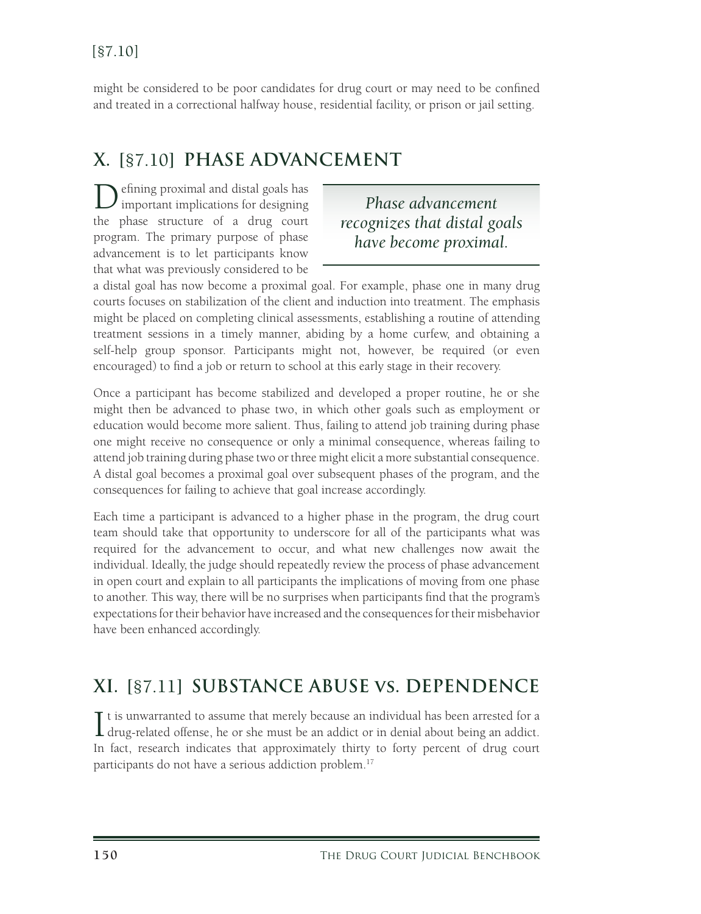might be considered to be poor candidates for drug court or may need to be confined and treated in a correctional halfway house, residential facility, or prison or jail setting.

## X. [§7.10] PHASE ADVANCEMENT

> *Phase advancement recognizes that distal goals have become proximal.*

Defining proximal and distal goals has important implications for designing the phase structure of a drug court program. The primary purpose of phase advancement is to let participants know that what was previously considered to be a distal goal has now become a proximal goal. For example, phase one in many drug courts focuses on stabilization of the client and induction into treatment. The emphasis might be placed on completing clinical assessments, establishing a routine of attending treatment sessions in a timely manner, abiding by a home curfew, and obtaining a self-help group sponsor. Participants might not, however, be required (or even encouraged) to find a job or return to school at this early stage in their recovery.

Once a participant has become stabilized and developed a proper routine, he or she might then be advanced to phase two, in which other goals such as employment or education would become more salient. Thus, failing to attend job training during phase one might receive no consequence or only a minimal consequence, whereas failing to attend job training during phase two or three might elicit a more substantial consequence. A distal goal becomes a proximal goal over subsequent phases of the program, and the consequences for failing to achieve that goal increase accordingly.

Each time a participant is advanced to a higher phase in the program, the drug court team should take that opportunity to underscore for all of the participants what was required for the advancement to occur, and what new challenges now await the individual. Ideally, the judge should repeatedly review the process of phase advancement in open court and explain to all participants the implications of moving from one phase to another. This way, there will be no surprises when participants find that the program's expectations for their behavior have increased and the consequences for their misbehavior have been enhanced accordingly.

## XI. [§7.11] SUBSTANCE ABUSE VS. DEPENDENCE

It is unwarranted to assume that merely because an individual has been arrested for a drug-related offense, he or she must be an addict or in denial about being an addict. In fact, research indicates that approximately thirty to forty percent of drug court participants do not have a serious addiction problem.[17]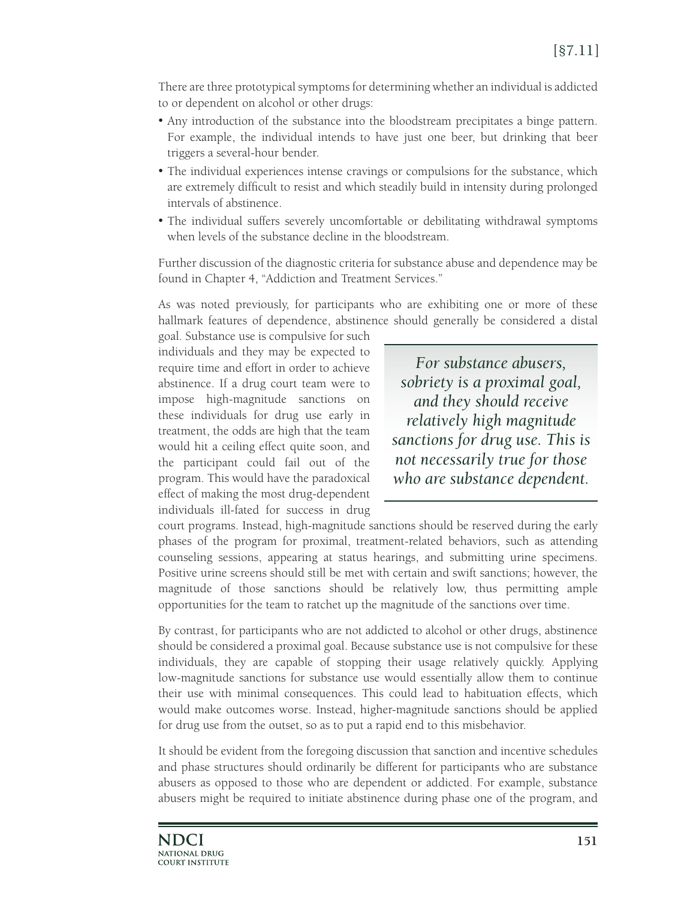There are three prototypical symptoms for determining whether an individual is addicted to or dependent on alcohol or other drugs:

- Any introduction of the substance into the bloodstream precipitates a binge pattern. For example, the individual intends to have just one beer, but drinking that beer triggers a several-hour bender.
- The individual experiences intense cravings or compulsions for the substance, which are extremely difficult to resist and which steadily build in intensity during prolonged intervals of abstinence.
- The individual suffers severely uncomfortable or debilitating withdrawal symptoms when levels of the substance decline in the bloodstream.

Further discussion of the diagnostic criteria for substance abuse and dependence may be found in Chapter 4, "Addiction and Treatment Services."

As was noted previously, for participants who are exhibiting one or more of these hallmark features of dependence, abstinence should generally be considered a distal goal. Substance use is compulsive for such individuals and they may be expected to require time and effort in order to achieve abstinence. If a drug court team were to impose high-magnitude sanctions on these individuals for drug use early in treatment, the odds are high that the team would hit a ceiling effect quite soon, and the participant could fail out of the program. This would have the paradoxical effect of making the most drug-dependent individuals ill-fated for success in drug court programs. Instead, high-magnitude sanctions should be reserved during the early phases of the program for proximal, treatment-related behaviors, such as attending counseling sessions, appearing at status hearings, and submitting urine specimens. Positive urine screens should still be met with certain and swift sanctions; however, the magnitude of those sanctions should be relatively low, thus permitting ample opportunities for the team to ratchet up the magnitude of the sanctions over time.

> *For substance abusers, sobriety is a proximal goal, and they should receive relatively high magnitude sanctions for drug use. This is not necessarily true for those who are substance dependent.*

By contrast, for participants who are not addicted to alcohol or other drugs, abstinence should be considered a proximal goal. Because substance use is not compulsive for these individuals, they are capable of stopping their usage relatively quickly. Applying low-magnitude sanctions for substance use would essentially allow them to continue their use with minimal consequences. This could lead to habituation effects, which would make outcomes worse. Instead, higher-magnitude sanctions should be applied for drug use from the outset, so as to put a rapid end to this misbehavior.

It should be evident from the foregoing discussion that sanction and incentive schedules and phase structures should ordinarily be different for participants who are substance abusers as opposed to those who are dependent or addicted. For example, substance abusers might be required to initiate abstinence during phase one of the program, and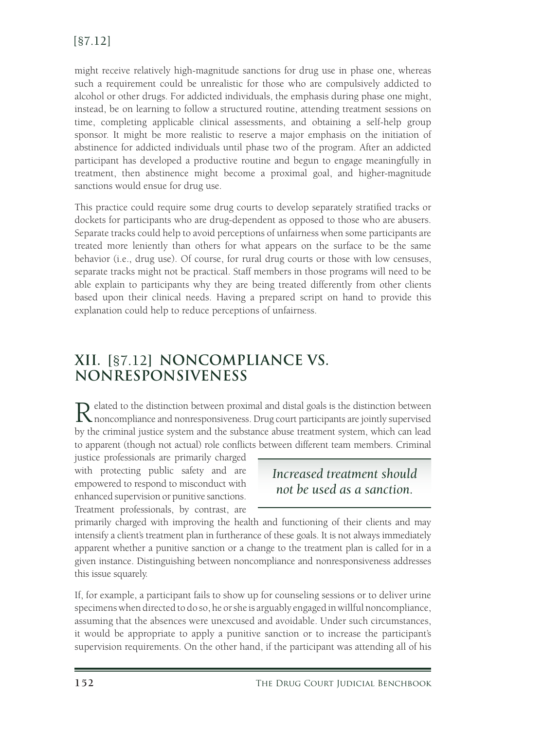might receive relatively high-magnitude sanctions for drug use in phase one, whereas such a requirement could be unrealistic for those who are compulsively addicted to alcohol or other drugs. For addicted individuals, the emphasis during phase one might, instead, be on learning to follow a structured routine, attending treatment sessions on time, completing applicable clinical assessments, and obtaining a self-help group sponsor. It might be more realistic to reserve a major emphasis on the initiation of abstinence for addicted individuals until phase two of the program. After an addicted participant has developed a productive routine and begun to engage meaningfully in treatment, then abstinence might become a proximal goal, and higher-magnitude sanctions would ensue for drug use.

This practice could require some drug courts to develop separately stratified tracks or dockets for participants who are drug-dependent as opposed to those who are abusers. Separate tracks could help to avoid perceptions of unfairness when some participants are treated more leniently than others for what appears on the surface to be the same behavior (i.e., drug use). Of course, for rural drug courts or those with low censuses, separate tracks might not be practical. Staff members in those programs will need to be able explain to participants why they are being treated differently from other clients based upon their clinical needs. Having a prepared script on hand to provide this explanation could help to reduce perceptions of unfairness.

## XII. [§7.12] NONCOMPLIANCE VS. NONRESPONSIVENESS

Related to the distinction between proximal and distal goals is the distinction between noncompliance and nonresponsiveness. Drug court participants are jointly supervised by the criminal justice system and the substance abuse treatment system, which can lead to apparent (though not actual) role conflicts between different team members. Criminal justice professionals are primarily charged with protecting public safety and are empowered to respond to misconduct with enhanced supervision or punitive sanctions. Treatment professionals, by contrast, are primarily charged with improving the health and functioning of their clients and may intensify a client's treatment plan in furtherance of these goals. It is not always immediately apparent whether a punitive sanction or a change to the treatment plan is called for in a given instance. Distinguishing between noncompliance and nonresponsiveness addresses this issue squarely.

> *Increased treatment should not be used as a sanction.*

If, for example, a participant fails to show up for counseling sessions or to deliver urine specimens when directed to do so, he or she is arguably engaged in willful noncompliance, assuming that the absences were unexcused and avoidable. Under such circumstances, it would be appropriate to apply a punitive sanction or to increase the participant's supervision requirements. On the other hand, if the participant was attending all of his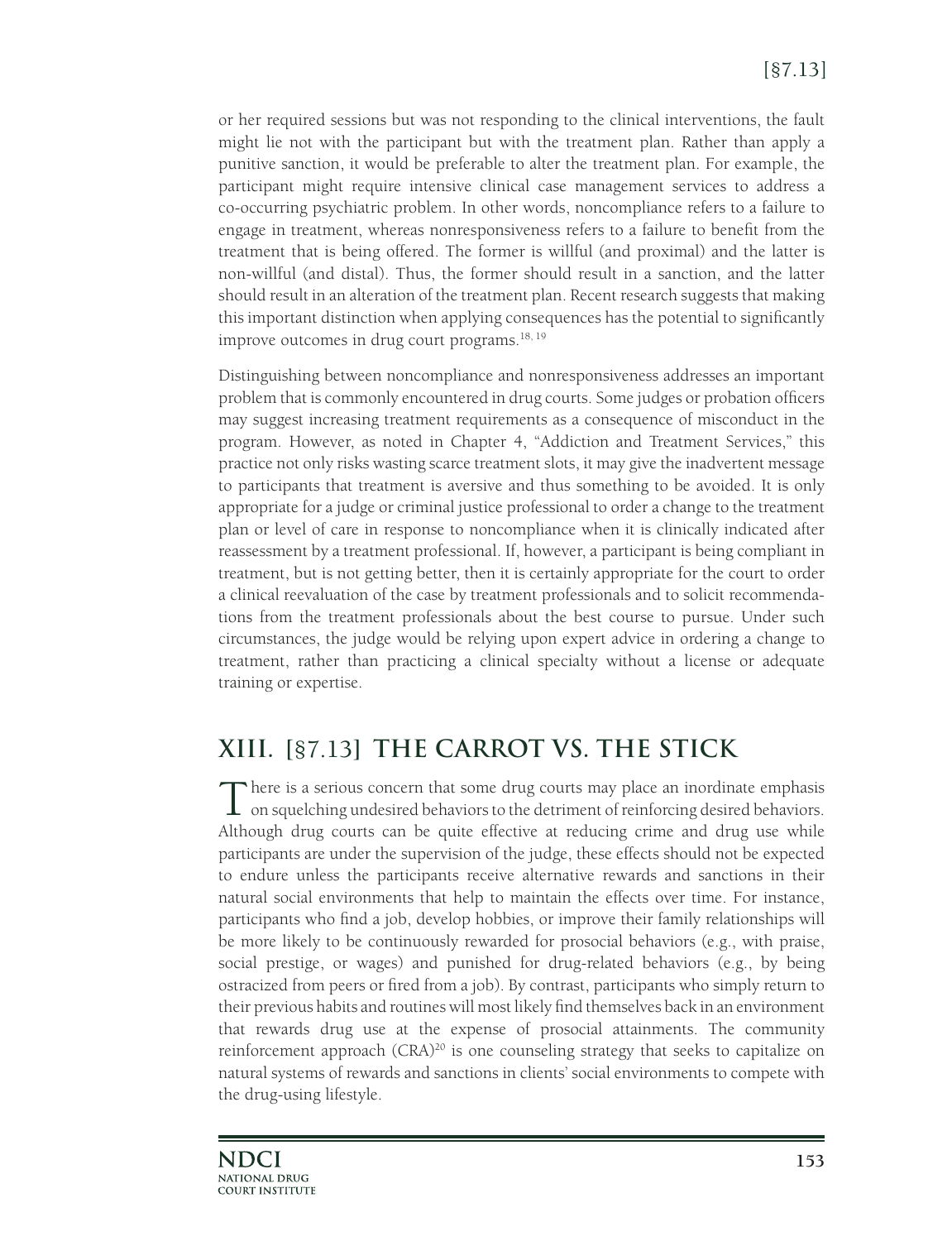or her required sessions but was not responding to the clinical interventions, the fault might lie not with the participant but with the treatment plan. Rather than apply a punitive sanction, it would be preferable to alter the treatment plan. For example, the participant might require intensive clinical case management services to address a co-occurring psychiatric problem. In other words, noncompliance refers to a failure to engage in treatment, whereas nonresponsiveness refers to a failure to benefit from the treatment that is being offered. The former is willful (and proximal) and the latter is non-willful (and distal). Thus, the former should result in a sanction, and the latter should result in an alteration of the treatment plan. Recent research suggests that making this important distinction when applying consequences has the potential to significantly improve outcomes in drug court programs.[18, 19]

Distinguishing between noncompliance and nonresponsiveness addresses an important problem that is commonly encountered in drug courts. Some judges or probation officers may suggest increasing treatment requirements as a consequence of misconduct in the program. However, as noted in Chapter 4, "Addiction and Treatment Services," this practice not only risks wasting scarce treatment slots, it may give the inadvertent message to participants that treatment is aversive and thus something to be avoided. It is only appropriate for a judge or criminal justice professional to order a change to the treatment plan or level of care in response to noncompliance when it is clinically indicated after reassessment by a treatment professional. If, however, a participant is being compliant in treatment, but is not getting better, then it is certainly appropriate for the court to order a clinical reevaluation of the case by treatment professionals and to solicit recommendations from the treatment professionals about the best course to pursue. Under such circumstances, the judge would be relying upon expert advice in ordering a change to treatment, rather than practicing a clinical specialty without a license or adequate training or expertise.

## XIII. [§7.13] THE CARROT VS. THE STICK

There is a serious concern that some drug courts may place an inordinate emphasis on squelching undesired behaviors to the detriment of reinforcing desired behaviors. Although drug courts can be quite effective at reducing crime and drug use while participants are under the supervision of the judge, these effects should not be expected to endure unless the participants receive alternative rewards and sanctions in their natural social environments that help to maintain the effects over time. For instance, participants who find a job, develop hobbies, or improve their family relationships will be more likely to be continuously rewarded for prosocial behaviors (e.g., with praise, social prestige, or wages) and punished for drug-related behaviors (e.g., by being ostracized from peers or fired from a job). By contrast, participants who simply return to their previous habits and routines will most likely find themselves back in an environment that rewards drug use at the expense of prosocial attainments. The community reinforcement approach (CRA)[20] is one counseling strategy that seeks to capitalize on natural systems of rewards and sanctions in clients' social environments to compete with the drug-using lifestyle.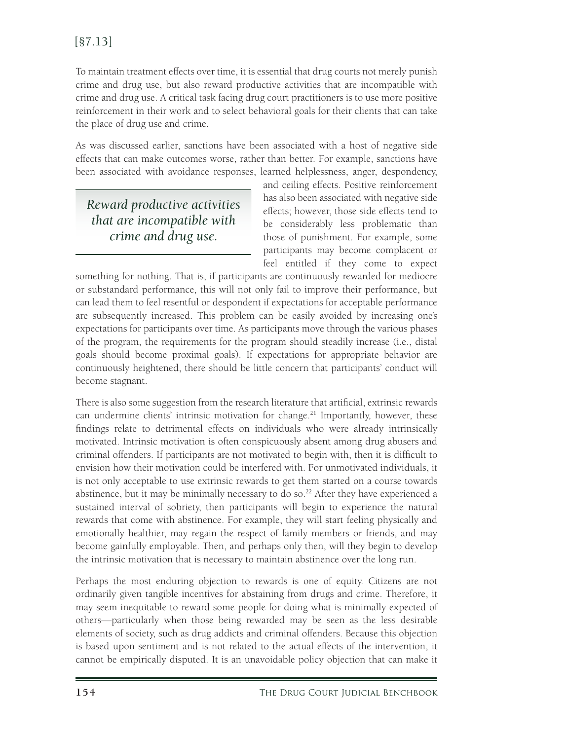[§7.13]

To maintain treatment effects over time, it is essential that drug courts not merely punish crime and drug use, but also reward productive activities that are incompatible with crime and drug use. A critical task facing drug court practitioners is to use more positive reinforcement in their work and to select behavioral goals for their clients that can take the place of drug use and crime.

As was discussed earlier, sanctions have been associated with a host of negative side effects that can make outcomes worse, rather than better. For example, sanctions have been associated with avoidance responses, learned helplessness, anger, despondency, and ceiling effects. Positive reinforcement has also been associated with negative side effects; however, those side effects tend to be considerably less problematic than those of punishment. For example, some participants may become complacent or feel entitled if they come to expect something for nothing. That is, if participants are continuously rewarded for mediocre or substandard performance, this will not only fail to improve their performance, but can lead them to feel resentful or despondent if expectations for acceptable performance are subsequently increased. This problem can be easily avoided by increasing one's expectations for participants over time. As participants move through the various phases of the program, the requirements for the program should steadily increase (i.e., distal goals should become proximal goals). If expectations for appropriate behavior are continuously heightened, there should be little concern that participants' conduct will become stagnant.

> *Reward productive activities that are incompatible with crime and drug use.*

There is also some suggestion from the research literature that artificial, extrinsic rewards can undermine clients' intrinsic motivation for change.[21] Importantly, however, these findings relate to detrimental effects on individuals who were already intrinsically motivated. Intrinsic motivation is often conspicuously absent among drug abusers and criminal offenders. If participants are not motivated to begin with, then it is difficult to envision how their motivation could be interfered with. For unmotivated individuals, it is not only acceptable to use extrinsic rewards to get them started on a course towards abstinence, but it may be minimally necessary to do so.[22] After they have experienced a sustained interval of sobriety, then participants will begin to experience the natural rewards that come with abstinence. For example, they will start feeling physically and emotionally healthier, may regain the respect of family members or friends, and may become gainfully employable. Then, and perhaps only then, will they begin to develop the intrinsic motivation that is necessary to maintain abstinence over the long run.

Perhaps the most enduring objection to rewards is one of equity. Citizens are not ordinarily given tangible incentives for abstaining from drugs and crime. Therefore, it may seem inequitable to reward some people for doing what is minimally expected of others—particularly when those being rewarded may be seen as the less desirable elements of society, such as drug addicts and criminal offenders. Because this objection is based upon sentiment and is not related to the actual effects of the intervention, it cannot be empirically disputed. It is an unavoidable policy objection that can make it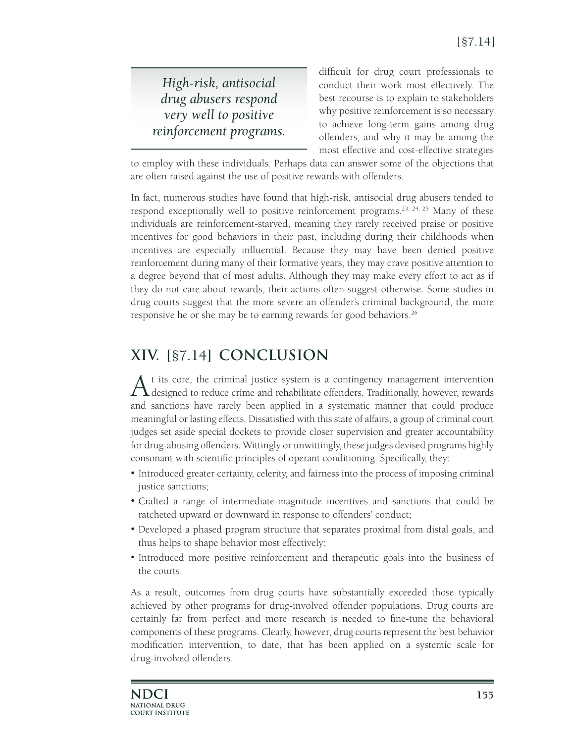*High-risk, antisocial drug abusers respond very well to positive reinforcement programs.*

difficult for drug court professionals to conduct their work most effectively. The best recourse is to explain to stakeholders why positive reinforcement is so necessary to achieve long-term gains among drug offenders, and why it may be among the most effective and cost-effective strategies to employ with these individuals. Perhaps data can answer some of the objections that are often raised against the use of positive rewards with offenders.

In fact, numerous studies have found that high-risk, antisocial drug abusers tended to respond exceptionally well to positive reinforcement programs.[23, 24, 25] Many of these individuals are reinforcement-starved, meaning they rarely received praise or positive incentives for good behaviors in their past, including during their childhoods when incentives are especially influential. Because they may have been denied positive reinforcement during many of their formative years, they may crave positive attention to a degree beyond that of most adults. Although they may make every effort to act as if they do not care about rewards, their actions often suggest otherwise. Some studies in drug courts suggest that the more severe an offender's criminal background, the more responsive he or she may be to earning rewards for good behaviors.[26]

## XIV. [§7.14] CONCLUSION

At its core, the criminal justice system is a contingency management intervention designed to reduce crime and rehabilitate offenders. Traditionally, however, rewards and sanctions have rarely been applied in a systematic manner that could produce meaningful or lasting effects. Dissatisfied with this state of affairs, a group of criminal court judges set aside special dockets to provide closer supervision and greater accountability for drug-abusing offenders. Wittingly or unwittingly, these judges devised programs highly consonant with scientific principles of operant conditioning. Specifically, they:

- Introduced greater certainty, celerity, and fairness into the process of imposing criminal justice sanctions;
- Crafted a range of intermediate-magnitude incentives and sanctions that could be ratcheted upward or downward in response to offenders' conduct;
- Developed a phased program structure that separates proximal from distal goals, and thus helps to shape behavior most effectively;
- Introduced more positive reinforcement and therapeutic goals into the business of the courts.

As a result, outcomes from drug courts have substantially exceeded those typically achieved by other programs for drug-involved offender populations. Drug courts are certainly far from perfect and more research is needed to fine-tune the behavioral components of these programs. Clearly, however, drug courts represent the best behavior modification intervention, to date, that has been applied on a systemic scale for drug-involved offenders.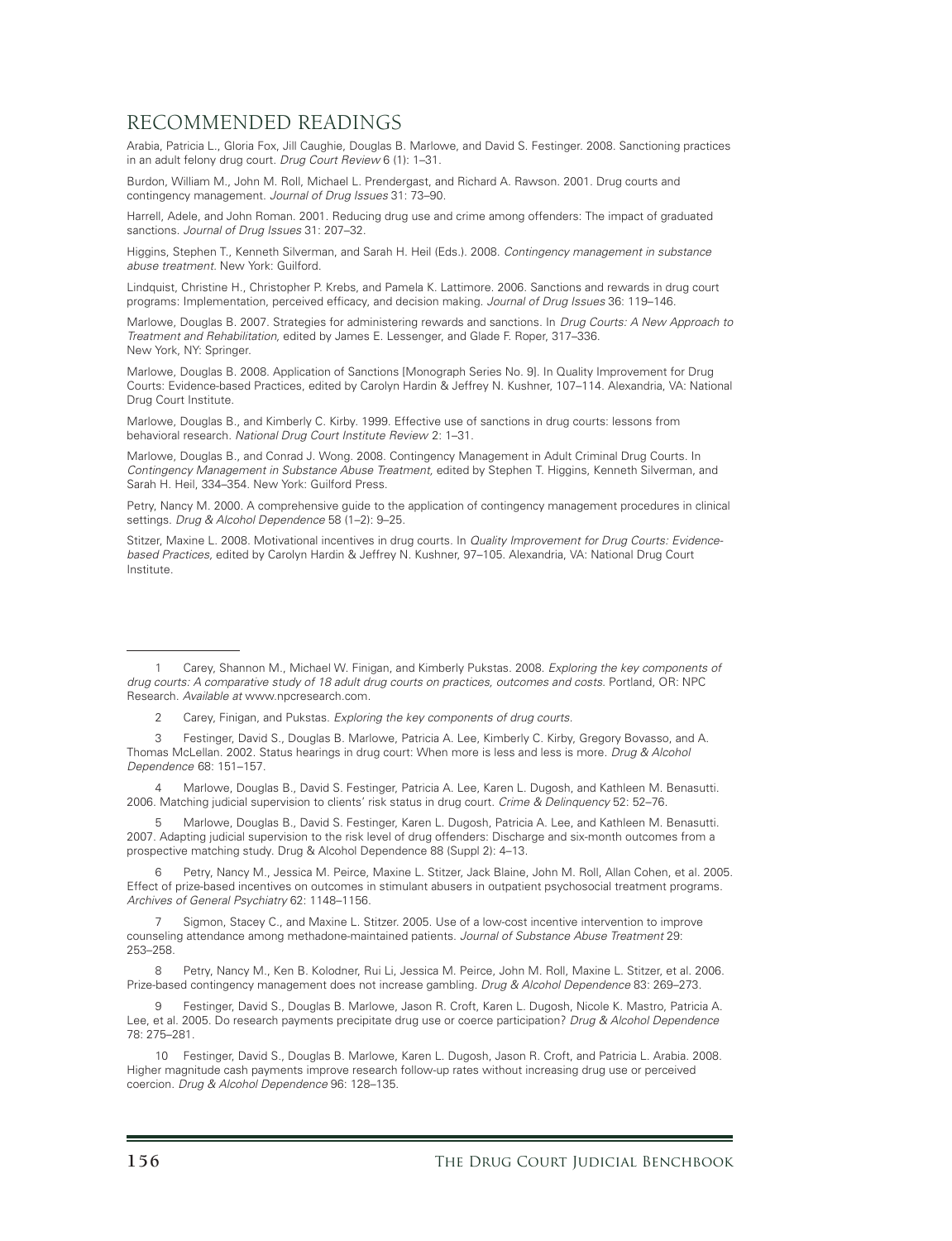## RECOMMENDED READINGS

Arabia, Patricia L., Gloria Fox, Jill Caughie, Douglas B. Marlowe, and David S. Festinger. 2008. Sanctioning practices in an adult felony drug court. *Drug Court Review* 6 (1): 1–31.

Burdon, William M., John M. Roll, Michael L. Prendergast, and Richard A. Rawson. 2001. Drug courts and contingency management. *Journal of Drug Issues* 31: 73–90.

Harrell, Adele, and John Roman. 2001. Reducing drug use and crime among offenders: The impact of graduated sanctions. *Journal of Drug Issues* 31: 207–32.

Higgins, Stephen T., Kenneth Silverman, and Sarah H. Heil (Eds.). 2008. *Contingency management in substance abuse treatment*. New York: Guilford.

Lindquist, Christine H., Christopher P. Krebs, and Pamela K. Lattimore. 2006. Sanctions and rewards in drug court programs: Implementation, perceived efficacy, and decision making. *Journal of Drug Issues* 36: 119–146.

Marlowe, Douglas B. 2007. Strategies for administering rewards and sanctions. In *Drug Courts: A New Approach to Treatment and Rehabilitation,* edited by James E. Lessenger, and Glade F. Roper, 317–336. New York, NY: Springer.

Marlowe, Douglas B. 2008. Application of Sanctions [Monograph Series No. 9]. In Quality Improvement for Drug Courts: Evidence-based Practices, edited by Carolyn Hardin & Jeffrey N. Kushner, 107–114. Alexandria, VA: National Drug Court Institute.

Marlowe, Douglas B., and Kimberly C. Kirby. 1999. Effective use of sanctions in drug courts: lessons from behavioral research. *National Drug Court Institute Review* 2: 1–31.

Marlowe, Douglas B., and Conrad J. Wong. 2008. Contingency Management in Adult Criminal Drug Courts. In *Contingency Management in Substance Abuse Treatment,* edited by Stephen T. Higgins, Kenneth Silverman, and Sarah H. Heil, 334–354. New York: Guilford Press.

Petry, Nancy M. 2000. A comprehensive guide to the application of contingency management procedures in clinical settings. *Drug & Alcohol Dependence* 58 (1–2): 9–25.

Stitzer, Maxine L. 2008. Motivational incentives in drug courts. In *Quality Improvement for Drug Courts: Evidence-based Practices,* edited by Carolyn Hardin & Jeffrey N. Kushner, 97–105. Alexandria, VA: National Drug Court Institute.

---

1 Carey, Shannon M., Michael W. Finigan, and Kimberly Pukstas. 2008. *Exploring the key components of drug courts: A comparative study of 18 adult drug courts on practices, outcomes and costs.* Portland, OR: NPC Research. *Available at* www.npcresearch.com.

2 Carey, Finigan, and Pukstas. *Exploring the key components of drug courts.*

3 Festinger, David S., Douglas B. Marlowe, Patricia A. Lee, Kimberly C. Kirby, Gregory Bovasso, and A. Thomas McLellan. 2002. Status hearings in drug court: When more is less and less is more. *Drug & Alcohol Dependence* 68: 151–157.

4 Marlowe, Douglas B., David S. Festinger, Patricia A. Lee, Karen L. Dugosh, and Kathleen M. Benasutti. 2006. Matching judicial supervision to clients' risk status in drug court. *Crime & Delinquency* 52: 52–76.

5 Marlowe, Douglas B., David S. Festinger, Karen L. Dugosh, Patricia A. Lee, and Kathleen M. Benasutti. 2007. Adapting judicial supervision to the risk level of drug offenders: Discharge and six-month outcomes from a prospective matching study. Drug & Alcohol Dependence 88 (Suppl 2): 4–13.

6 Petry, Nancy M., Jessica M. Peirce, Maxine L. Stitzer, Jack Blaine, John M. Roll, Allan Cohen, et al. 2005. Effect of prize-based incentives on outcomes in stimulant abusers in outpatient psychosocial treatment programs. *Archives of General Psychiatry* 62: 1148–1156.

7 Sigmon, Stacey C., and Maxine L. Stitzer. 2005. Use of a low-cost incentive intervention to improve counseling attendance among methadone-maintained patients. *Journal of Substance Abuse Treatment* 29: 253–258.

8 Petry, Nancy M., Ken B. Kolodner, Rui Li, Jessica M. Peirce, John M. Roll, Maxine L. Stitzer, et al. 2006. Prize-based contingency management does not increase gambling. *Drug & Alcohol Dependence* 83: 269–273.

9 Festinger, David S., Douglas B. Marlowe, Jason R. Croft, Karen L. Dugosh, Nicole K. Mastro, Patricia A. Lee, et al. 2005. Do research payments precipitate drug use or coerce participation? *Drug & Alcohol Dependence* 78: 275–281.

10 Festinger, David S., Douglas B. Marlowe, Karen L. Dugosh, Jason R. Croft, and Patricia L. Arabia. 2008. Higher magnitude cash payments improve research follow-up rates without increasing drug use or perceived coercion. *Drug & Alcohol Dependence* 96: 128–135.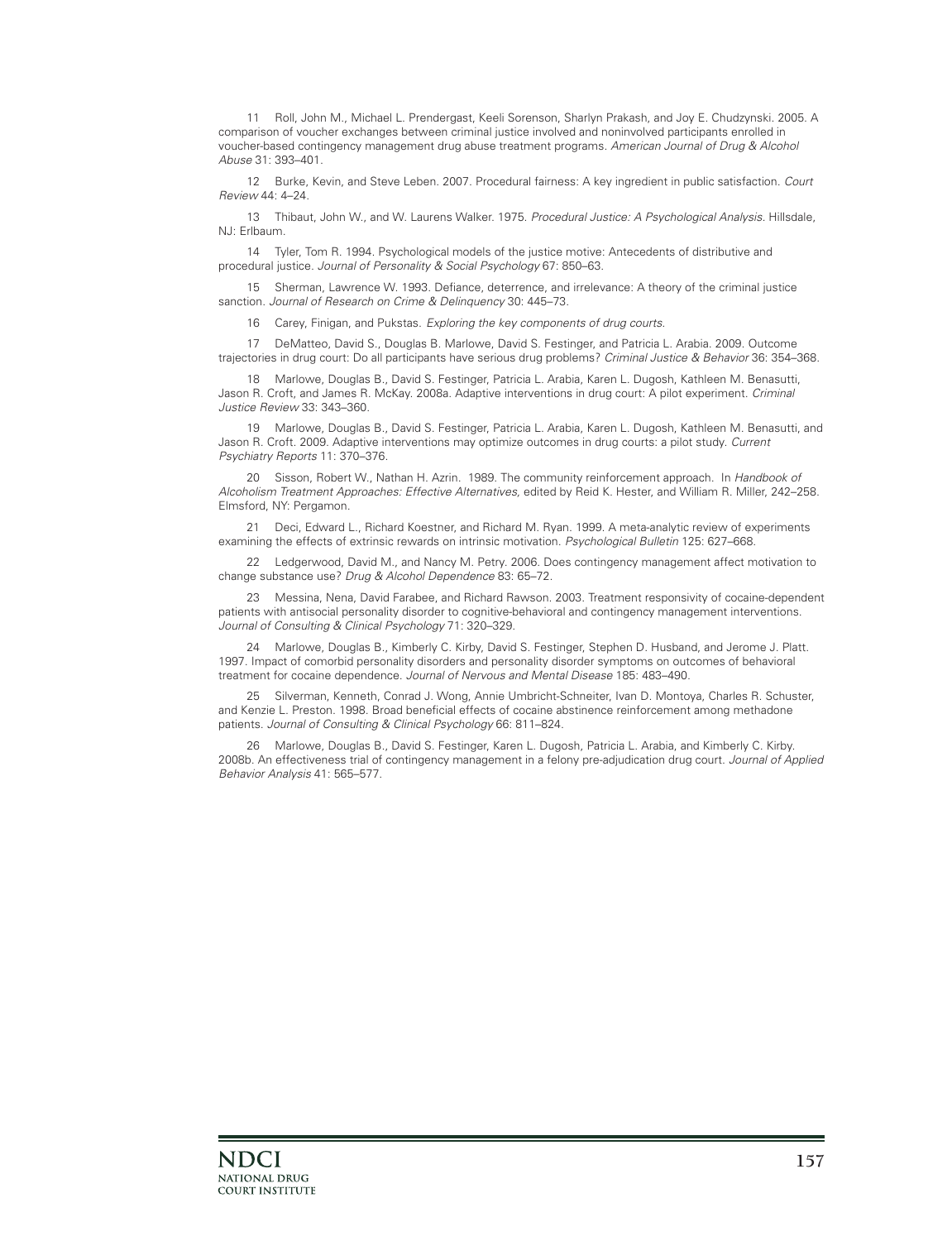11 Roll, John M., Michael L. Prendergast, Keeli Sorenson, Sharlyn Prakash, and Joy E. Chudzynski. 2005. A comparison of voucher exchanges between criminal justice involved and noninvolved participants enrolled in voucher-based contingency management drug abuse treatment programs. *American Journal of Drug & Alcohol Abuse* 31: 393–401.

12 Burke, Kevin, and Steve Leben. 2007. Procedural fairness: A key ingredient in public satisfaction. *Court Review* 44: 4–24.

13 Thibaut, John W., and W. Laurens Walker. 1975. *Procedural Justice: A Psychological Analysis.* Hillsdale, NJ: Erlbaum.

14 Tyler, Tom R. 1994. Psychological models of the justice motive: Antecedents of distributive and procedural justice. *Journal of Personality & Social Psychology* 67: 850–63.

15 Sherman, Lawrence W. 1993. Defiance, deterrence, and irrelevance: A theory of the criminal justice sanction. *Journal of Research on Crime & Delinquency* 30: 445–73.

16 Carey, Finigan, and Pukstas. *Exploring the key components of drug courts.*

17 DeMatteo, David S., Douglas B. Marlowe, David S. Festinger, and Patricia L. Arabia. 2009. Outcome trajectories in drug court: Do all participants have serious drug problems? *Criminal Justice & Behavior* 36: 354–368.

18 Marlowe, Douglas B., David S. Festinger, Patricia L. Arabia, Karen L. Dugosh, Kathleen M. Benasutti, Jason R. Croft, and James R. McKay. 2008a. Adaptive interventions in drug court: A pilot experiment. *Criminal Justice Review* 33: 343–360.

19 Marlowe, Douglas B., David S. Festinger, Patricia L. Arabia, Karen L. Dugosh, Kathleen M. Benasutti, and Jason R. Croft. 2009. Adaptive interventions may optimize outcomes in drug courts: a pilot study. *Current Psychiatry Reports* 11: 370–376.

20 Sisson, Robert W., Nathan H. Azrin. 1989. The community reinforcement approach. In *Handbook of Alcoholism Treatment Approaches: Effective Alternatives,* edited by Reid K. Hester, and William R. Miller, 242–258. Elmsford, NY: Pergamon.

21 Deci, Edward L., Richard Koestner, and Richard M. Ryan. 1999. A meta-analytic review of experiments examining the effects of extrinsic rewards on intrinsic motivation. *Psychological Bulletin* 125: 627–668.

22 Ledgerwood, David M., and Nancy M. Petry. 2006. Does contingency management affect motivation to change substance use? *Drug & Alcohol Dependence* 83: 65–72.

23 Messina, Nena, David Farabee, and Richard Rawson. 2003. Treatment responsivity of cocaine-dependent patients with antisocial personality disorder to cognitive-behavioral and contingency management interventions. *Journal of Consulting & Clinical Psychology* 71: 320–329.

24 Marlowe, Douglas B., Kimberly C. Kirby, David S. Festinger, Stephen D. Husband, and Jerome J. Platt. 1997. Impact of comorbid personality disorders and personality disorder symptoms on outcomes of behavioral treatment for cocaine dependence. *Journal of Nervous and Mental Disease* 185: 483–490.

25 Silverman, Kenneth, Conrad J. Wong, Annie Umbricht-Schneiter, Ivan D. Montoya, Charles R. Schuster, and Kenzie L. Preston. 1998. Broad beneficial effects of cocaine abstinence reinforcement among methadone patients. *Journal of Consulting & Clinical Psychology* 66: 811–824.

26 Marlowe, Douglas B., David S. Festinger, Karen L. Dugosh, Patricia L. Arabia, and Kimberly C. Kirby. 2008b. An effectiveness trial of contingency management in a felony pre-adjudication drug court. *Journal of Applied Behavior Analysis* 41: 565–577.